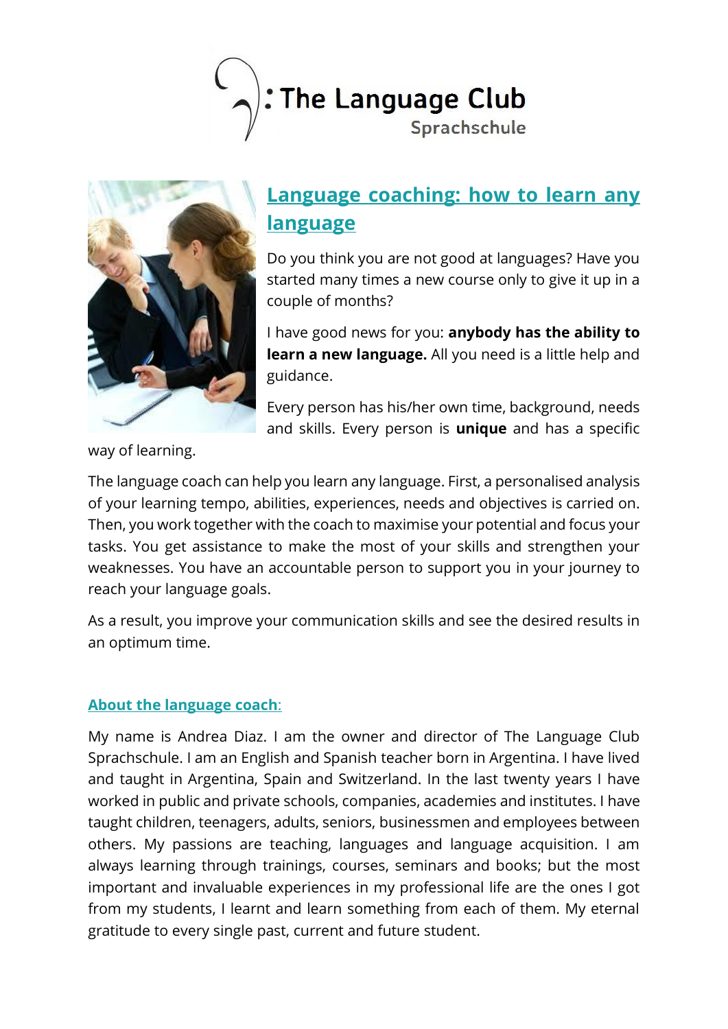# : The Language Club
Sprachschule

## Language coaching: how to learn any language

Do you think you are not good at languages? Have you started many times a new course only to give it up in a couple of months?

I have good news for you: **anybody has the ability to learn a new language.** All you need is a little help and guidance.

Every person has his/her own time, background, needs and skills. Every person is **unique** and has a specific way of learning.

The language coach can help you learn any language. First, a personalised analysis of your learning tempo, abilities, experiences, needs and objectives is carried on. Then, you work together with the coach to maximise your potential and focus your tasks. You get assistance to make the most of your skills and strengthen your weaknesses. You have an accountable person to support you in your journey to reach your language goals.

As a result, you improve your communication skills and see the desired results in an optimum time.

### About the language coach:

My name is Andrea Diaz. I am the owner and director of The Language Club Sprachschule. I am an English and Spanish teacher born in Argentina. I have lived and taught in Argentina, Spain and Switzerland. In the last twenty years I have worked in public and private schools, companies, academies and institutes. I have taught children, teenagers, adults, seniors, businessmen and employees between others. My passions are teaching, languages and language acquisition. I am always learning through trainings, courses, seminars and books; but the most important and invaluable experiences in my professional life are the ones I got from my students, I learnt and learn something from each of them. My eternal gratitude to every single past, current and future student.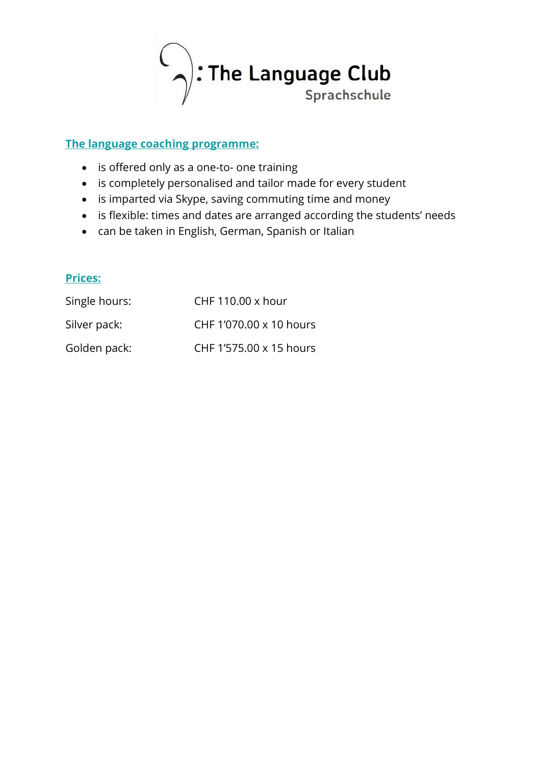# The Language Club
Sprachschule

**The language coaching programme:**

- is offered only as a one-to- one training
- is completely personalised and tailor made for every student
- is imparted via Skype, saving commuting time and money
- is flexible: times and dates are arranged according the students' needs
- can be taken in English, German, Spanish or Italian

**Prices:**

| | |
|---|---|
| Single hours: | CHF 110.00 x hour |
| Silver pack: | CHF 1'070.00 x 10 hours |
| Golden pack: | CHF 1'575.00 x 15 hours |